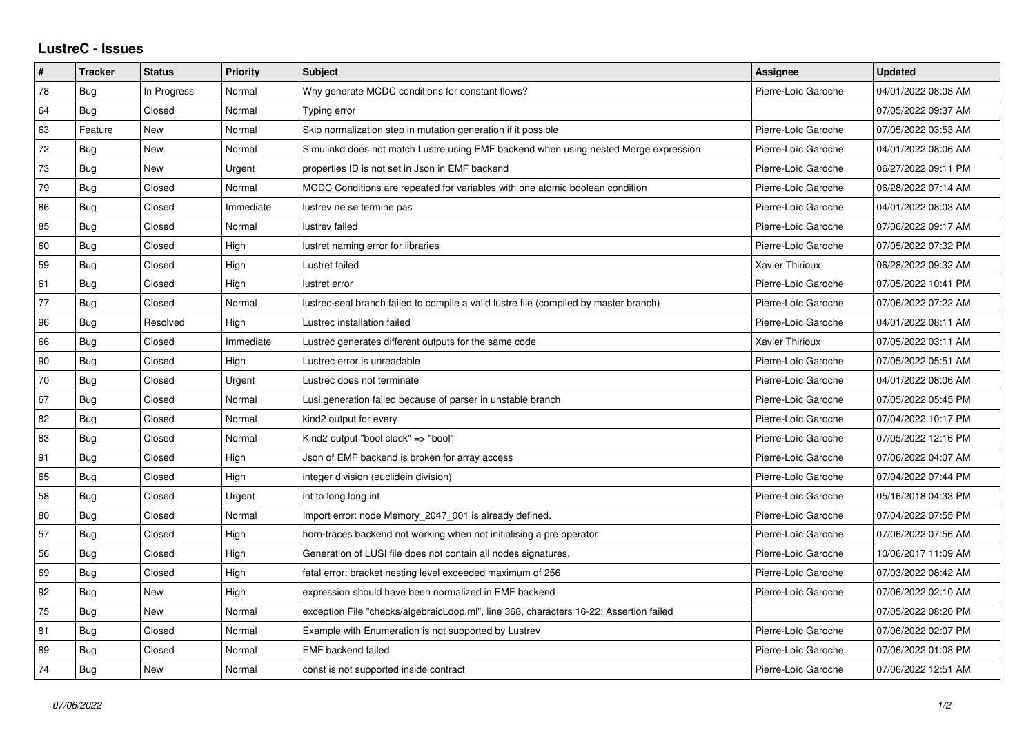# LustreC - Issues

| # | Tracker | Status | Priority | Subject | Assignee | Updated |
|---|---|---|---|---|---|---|
| 78 | Bug | In Progress | Normal | Why generate MCDC conditions for constant flows? | Pierre-Loïc Garoche | 04/01/2022 08:08 AM |
| 64 | Bug | Closed | Normal | Typing error | | 07/05/2022 09:37 AM |
| 63 | Feature | New | Normal | Skip normalization step in mutation generation if it possible | Pierre-Loïc Garoche | 07/05/2022 03:53 AM |
| 72 | Bug | New | Normal | Simulinkd does not match Lustre using EMF backend when using nested Merge expression | Pierre-Loïc Garoche | 04/01/2022 08:06 AM |
| 73 | Bug | New | Urgent | properties ID is not set in Json in EMF backend | Pierre-Loïc Garoche | 06/27/2022 09:11 PM |
| 79 | Bug | Closed | Normal | MCDC Conditions are repeated for variables with one atomic boolean condition | Pierre-Loïc Garoche | 06/28/2022 07:14 AM |
| 86 | Bug | Closed | Immediate | lustrev ne se termine pas | Pierre-Loïc Garoche | 04/01/2022 08:03 AM |
| 85 | Bug | Closed | Normal | lustrev failed | Pierre-Loïc Garoche | 07/06/2022 09:17 AM |
| 60 | Bug | Closed | High | lustret naming error for libraries | Pierre-Loïc Garoche | 07/05/2022 07:32 PM |
| 59 | Bug | Closed | High | Lustret failed | Xavier Thirioux | 06/28/2022 09:32 AM |
| 61 | Bug | Closed | High | lustret error | Pierre-Loïc Garoche | 07/05/2022 10:41 PM |
| 77 | Bug | Closed | Normal | lustrec-seal branch failed to compile a valid lustre file (compiled by master branch) | Pierre-Loïc Garoche | 07/06/2022 07:22 AM |
| 96 | Bug | Resolved | High | Lustrec installation failed | Pierre-Loïc Garoche | 04/01/2022 08:11 AM |
| 66 | Bug | Closed | Immediate | Lustrec generates different outputs for the same code | Xavier Thirioux | 07/05/2022 03:11 AM |
| 90 | Bug | Closed | High | Lustrec error is unreadable | Pierre-Loïc Garoche | 07/05/2022 05:51 AM |
| 70 | Bug | Closed | Urgent | Lustrec does not terminate | Pierre-Loïc Garoche | 04/01/2022 08:06 AM |
| 67 | Bug | Closed | Normal | Lusi generation failed because of parser in unstable branch | Pierre-Loïc Garoche | 07/05/2022 05:45 PM |
| 82 | Bug | Closed | Normal | kind2 output for every | Pierre-Loïc Garoche | 07/04/2022 10:17 PM |
| 83 | Bug | Closed | Normal | Kind2 output "bool clock" => "bool" | Pierre-Loïc Garoche | 07/05/2022 12:16 PM |
| 91 | Bug | Closed | High | Json of EMF backend is broken for array access | Pierre-Loïc Garoche | 07/06/2022 04:07 AM |
| 65 | Bug | Closed | High | integer division (euclidein division) | Pierre-Loïc Garoche | 07/04/2022 07:44 PM |
| 58 | Bug | Closed | Urgent | int to long long int | Pierre-Loïc Garoche | 05/16/2018 04:33 PM |
| 80 | Bug | Closed | Normal | Import error: node Memory_2047_001 is already defined. | Pierre-Loïc Garoche | 07/04/2022 07:55 PM |
| 57 | Bug | Closed | High | horn-traces backend not working when not initialising a pre operator | Pierre-Loïc Garoche | 07/06/2022 07:56 AM |
| 56 | Bug | Closed | High | Generation of LUSI file does not contain all nodes signatures. | Pierre-Loïc Garoche | 10/06/2017 11:09 AM |
| 69 | Bug | Closed | High | fatal error: bracket nesting level exceeded maximum of 256 | Pierre-Loïc Garoche | 07/03/2022 08:42 AM |
| 92 | Bug | New | High | expression should have been normalized in EMF backend | Pierre-Loïc Garoche | 07/06/2022 02:10 AM |
| 75 | Bug | New | Normal | exception File "checks/algebraicLoop.ml", line 368, characters 16-22: Assertion failed | | 07/05/2022 08:20 PM |
| 81 | Bug | Closed | Normal | Example with Enumeration is not supported by Lustrev | Pierre-Loïc Garoche | 07/06/2022 02:07 PM |
| 89 | Bug | Closed | Normal | EMF backend failed | Pierre-Loïc Garoche | 07/06/2022 01:08 PM |
| 74 | Bug | New | Normal | const is not supported inside contract | Pierre-Loïc Garoche | 07/06/2022 12:51 AM |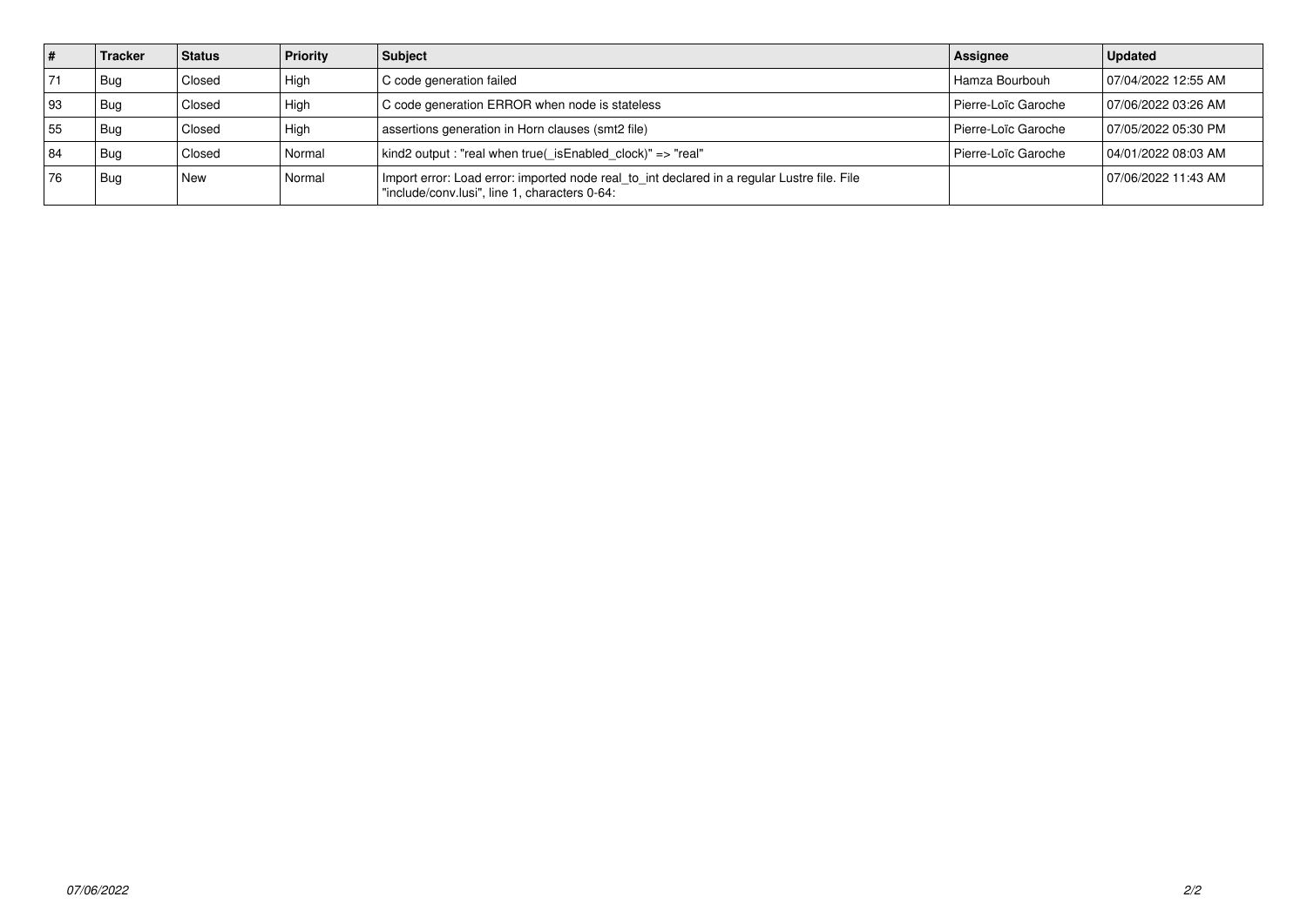| # | Tracker | Status | Priority | Subject | Assignee | Updated |
| --- | --- | --- | --- | --- | --- | --- |
| 71 | Bug | Closed | High | C code generation failed | Hamza Bourbouh | 07/04/2022 12:55 AM |
| 93 | Bug | Closed | High | C code generation ERROR when node is stateless | Pierre-Loïc Garoche | 07/06/2022 03:26 AM |
| 55 | Bug | Closed | High | assertions generation in Horn clauses (smt2 file) | Pierre-Loïc Garoche | 07/05/2022 05:30 PM |
| 84 | Bug | Closed | Normal | kind2 output : "real when true(_isEnabled_clock)" => "real" | Pierre-Loïc Garoche | 04/01/2022 08:03 AM |
| 76 | Bug | New | Normal | Import error: Load error: imported node real_to_int declared in a regular Lustre file. File "include/conv.lusi", line 1, characters 0-64: | | 07/06/2022 11:43 AM |